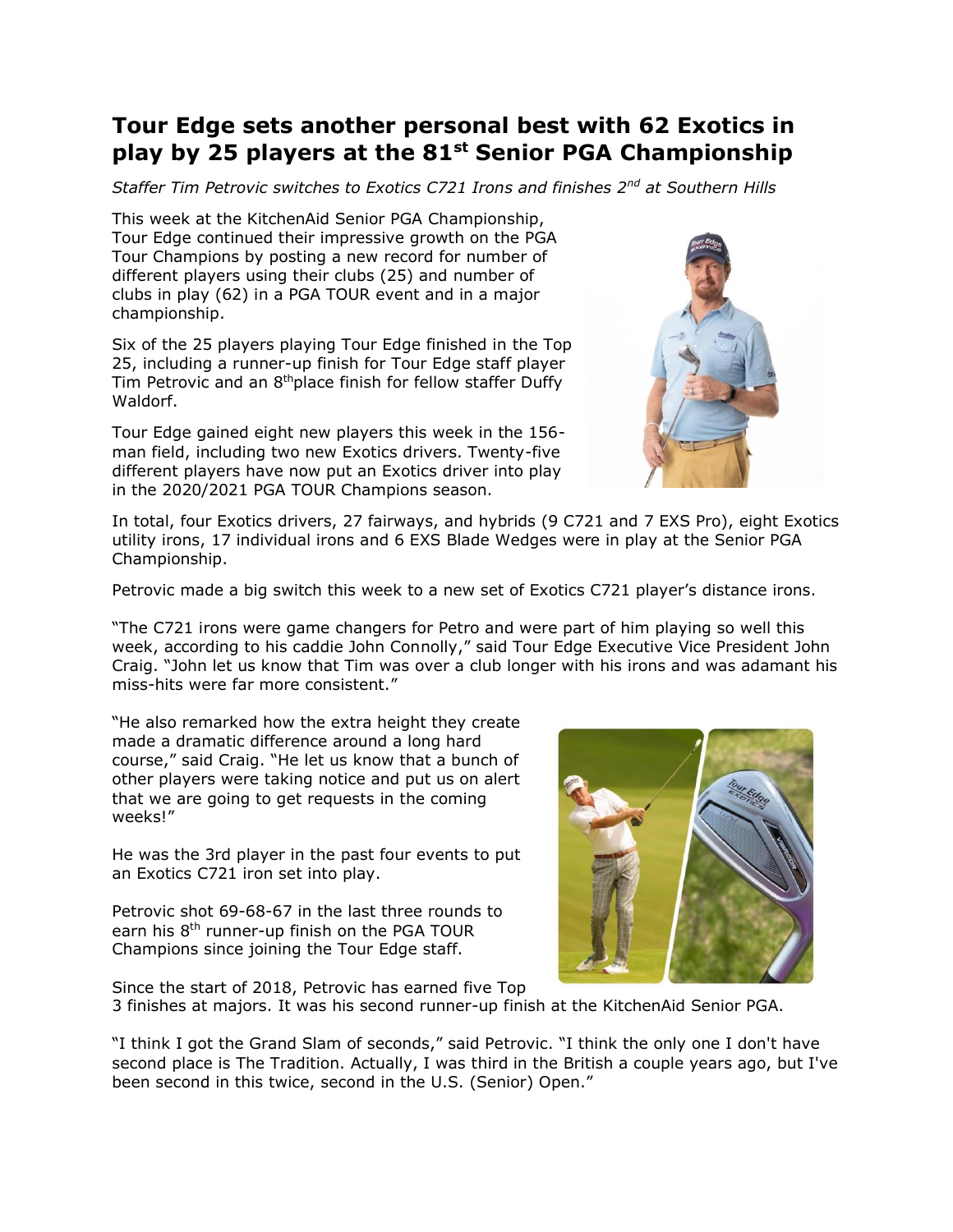# Tour Edge sets another personal best with 62 Exotics in play by 25 players at the 81st Senior PGA Championship

*Staffer Tim Petrovic switches to Exotics C721 Irons and finishes 2nd at Southern Hills*

This week at the KitchenAid Senior PGA Championship, Tour Edge continued their impressive growth on the PGA Tour Champions by posting a new record for number of different players using their clubs (25) and number of clubs in play (62) in a PGA TOUR event and in a major championship.

Six of the 25 players playing Tour Edge finished in the Top 25, including a runner-up finish for Tour Edge staff player Tim Petrovic and an 8th place finish for fellow staffer Duffy Waldorf.

Tour Edge gained eight new players this week in the 156-man field, including two new Exotics drivers. Twenty-five different players have now put an Exotics driver into play in the 2020/2021 PGA TOUR Champions season.

In total, four Exotics drivers, 27 fairways, and hybrids (9 C721 and 7 EXS Pro), eight Exotics utility irons, 17 individual irons and 6 EXS Blade Wedges were in play at the Senior PGA Championship.

Petrovic made a big switch this week to a new set of Exotics C721 player's distance irons.

"The C721 irons were game changers for Petro and were part of him playing so well this week, according to his caddie John Connolly," said Tour Edge Executive Vice President John Craig. "John let us know that Tim was over a club longer with his irons and was adamant his miss-hits were far more consistent."

"He also remarked how the extra height they create made a dramatic difference around a long hard course," said Craig. "He let us know that a bunch of other players were taking notice and put us on alert that we are going to get requests in the coming weeks!"

He was the 3rd player in the past four events to put an Exotics C721 iron set into play.

Petrovic shot 69-68-67 in the last three rounds to earn his 8th runner-up finish on the PGA TOUR Champions since joining the Tour Edge staff.

Since the start of 2018, Petrovic has earned five Top 3 finishes at majors. It was his second runner-up finish at the KitchenAid Senior PGA.

"I think I got the Grand Slam of seconds," said Petrovic. "I think the only one I don't have second place is The Tradition. Actually, I was third in the British a couple years ago, but I've been second in this twice, second in the U.S. (Senior) Open."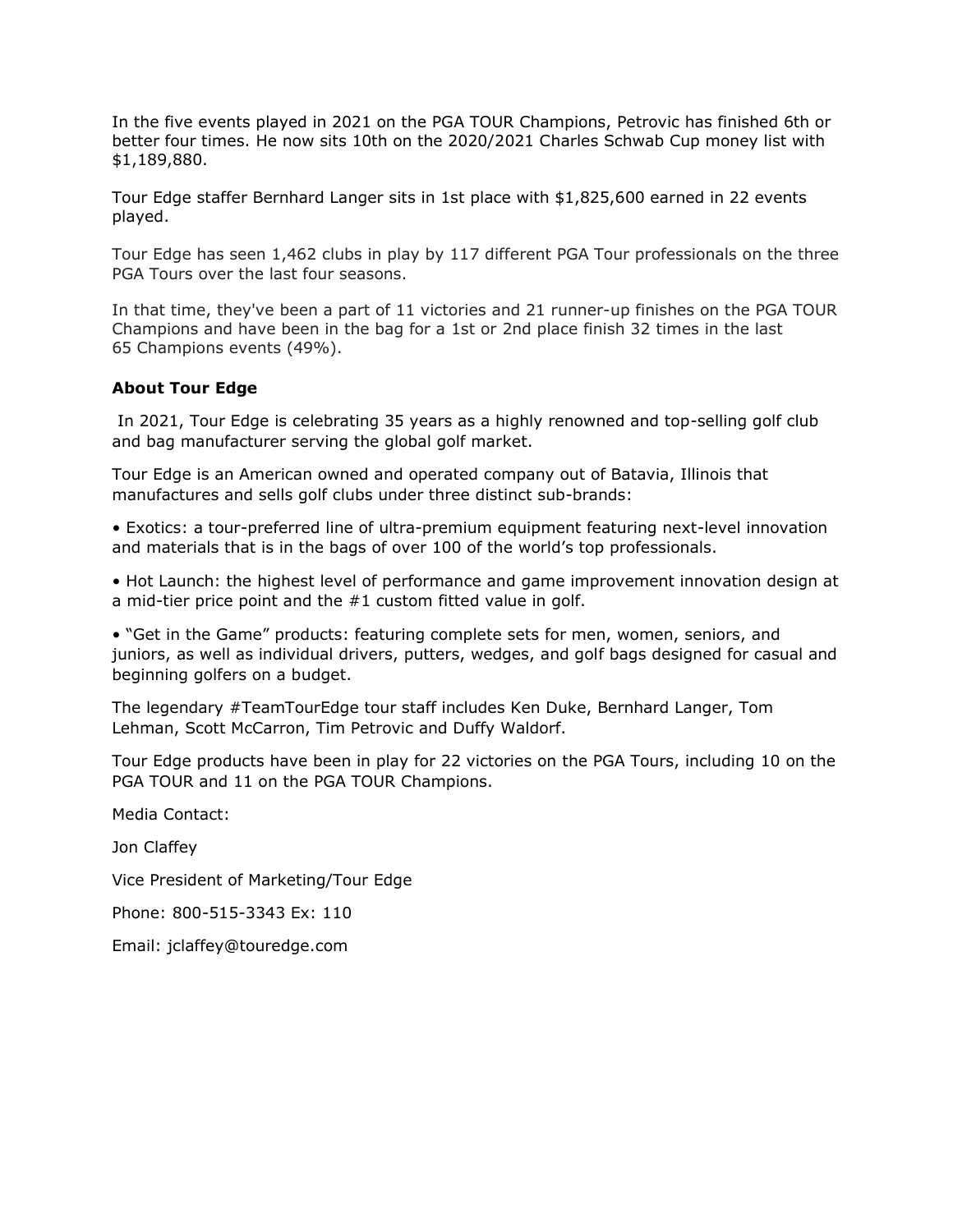In the five events played in 2021 on the PGA TOUR Champions, Petrovic has finished 6th or better four times. He now sits 10th on the 2020/2021 Charles Schwab Cup money list with $1,189,880.

Tour Edge staffer Bernhard Langer sits in 1st place with $1,825,600 earned in 22 events played.

Tour Edge has seen 1,462 clubs in play by 117 different PGA Tour professionals on the three PGA Tours over the last four seasons.

In that time, they've been a part of 11 victories and 21 runner-up finishes on the PGA TOUR Champions and have been in the bag for a 1st or 2nd place finish 32 times in the last 65 Champions events (49%).

**About Tour Edge**

In 2021, Tour Edge is celebrating 35 years as a highly renowned and top-selling golf club and bag manufacturer serving the global golf market.

Tour Edge is an American owned and operated company out of Batavia, Illinois that manufactures and sells golf clubs under three distinct sub-brands:

- Exotics: a tour-preferred line of ultra-premium equipment featuring next-level innovation and materials that is in the bags of over 100 of the world's top professionals.
- Hot Launch: the highest level of performance and game improvement innovation design at a mid-tier price point and the #1 custom fitted value in golf.
- "Get in the Game" products: featuring complete sets for men, women, seniors, and juniors, as well as individual drivers, putters, wedges, and golf bags designed for casual and beginning golfers on a budget.

The legendary #TeamTourEdge tour staff includes Ken Duke, Bernhard Langer, Tom Lehman, Scott McCarron, Tim Petrovic and Duffy Waldorf.

Tour Edge products have been in play for 22 victories on the PGA Tours, including 10 on the PGA TOUR and 11 on the PGA TOUR Champions.

Media Contact:

Jon Claffey

Vice President of Marketing/Tour Edge

Phone: 800-515-3343 Ex: 110

Email: jclaffey@touredge.com